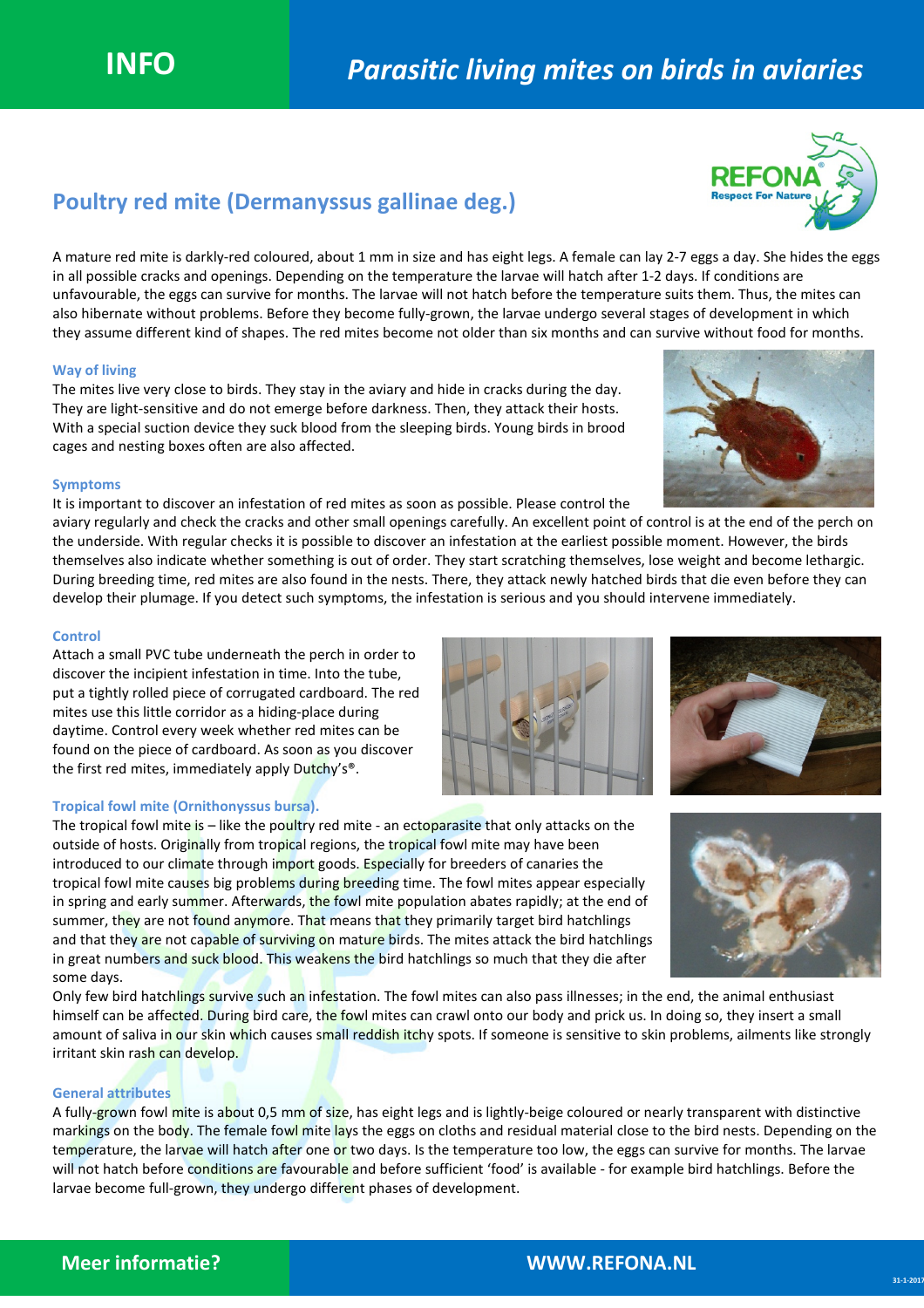# INFO

# Parasitic living mites on birds in aviaries

## Poultry red mite (Dermanyssus gallinae deg.)

A mature red mite is darkly-red coloured, about 1 mm in size and has eight legs. A female can lay 2-7 eggs a day. She hides the eggs in all possible cracks and openings. Depending on the temperature the larvae will hatch after 1-2 days. If conditions are unfavourable, the eggs can survive for months. The larvae will not hatch before the temperature suits them. Thus, the mites can also hibernate without problems. Before they become fully-grown, the larvae undergo several stages of development in which they assume different kind of shapes. The red mites become not older than six months and can survive without food for months.

#### Way of living

The mites live very close to birds. They stay in the aviary and hide in cracks during the day. They are light-sensitive and do not emerge before darkness. Then, they attack their hosts. With a special suction device they suck blood from the sleeping birds. Young birds in brood cages and nesting boxes often are also affected.

#### Symptoms

It is important to discover an infestation of red mites as soon as possible. Please control the aviary regularly and check the cracks and other small openings carefully. An excellent point of control is at the end of the perch on the underside. With regular checks it is possible to discover an infestation at the earliest possible moment. However, the birds themselves also indicate whether something is out of order. They start scratching themselves, lose weight and become lethargic. During breeding time, red mites are also found in the nests. There, they attack newly hatched birds that die even before they can develop their plumage. If you detect such symptoms, the infestation is serious and you should intervene immediately.

#### Control

Attach a small PVC tube underneath the perch in order to discover the incipient infestation in time. Into the tube, put a tightly rolled piece of corrugated cardboard. The red mites use this little corridor as a hiding-place during daytime. Control every week whether red mites can be found on the piece of cardboard. As soon as you discover the first red mites, immediately apply Dutchy's®.

#### Tropical fowl mite (Ornithonyssus bursa).

The tropical fowl mite is – like the poultry red mite - an ectoparasite that only attacks on the outside of hosts. Originally from tropical regions, the tropical fowl mite may have been introduced to our climate through import goods. Especially for breeders of canaries the tropical fowl mite causes big problems during breeding time. The fowl mites appear especially in spring and early summer. Afterwards, the fowl mite population abates rapidly; at the end of summer, they are not found anymore. That means that they primarily target bird hatchlings and that they are not capable of surviving on mature birds. The mites attack the bird hatchlings in great numbers and suck blood. This weakens the bird hatchlings so much that they die after some days.

Only few bird hatchlings survive such an infestation. The fowl mites can also pass illnesses; in the end, the animal enthusiast himself can be affected. During bird care, the fowl mites can crawl onto our body and prick us. In doing so, they insert a small amount of saliva in our skin which causes small reddish itchy spots. If someone is sensitive to skin problems, ailments like strongly irritant skin rash can develop.

#### General attributes

A fully-grown fowl mite is about 0,5 mm of size, has eight legs and is lightly-beige coloured or nearly transparent with distinctive markings on the body. The female fowl mite lays the eggs on cloths and residual material close to the bird nests. Depending on the temperature, the larvae will hatch after one or two days. Is the temperature too low, the eggs can survive for months. The larvae will not hatch before conditions are favourable and before sufficient 'food' is available - for example bird hatchlings. Before the larvae become full-grown, they undergo different phases of development.

**Meer informatie?** **WWW.REFONA.NL**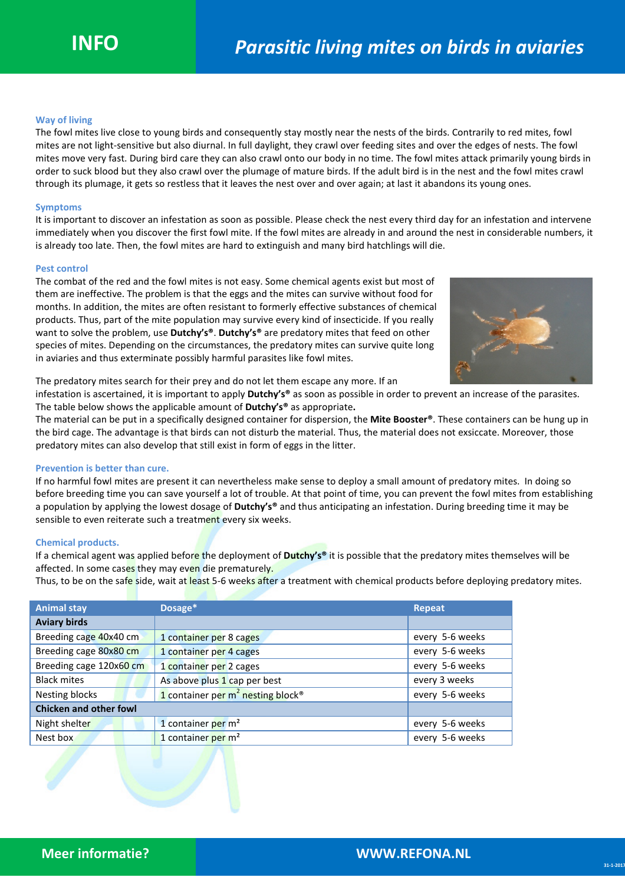# INFO

## Parasitic living mites on birds in aviaries

### Way of living

The fowl mites live close to young birds and consequently stay mostly near the nests of the birds. Contrarily to red mites, fowl mites are not light-sensitive but also diurnal. In full daylight, they crawl over feeding sites and over the edges of nests. The fowl mites move very fast. During bird care they can also crawl onto our body in no time. The fowl mites attack primarily young birds in order to suck blood but they also crawl over the plumage of mature birds. If the adult bird is in the nest and the fowl mites crawl through its plumage, it gets so restless that it leaves the nest over and over again; at last it abandons its young ones.

### Symptoms

It is important to discover an infestation as soon as possible. Please check the nest every third day for an infestation and intervene immediately when you discover the first fowl mite. If the fowl mites are already in and around the nest in considerable numbers, it is already too late. Then, the fowl mites are hard to extinguish and many bird hatchlings will die.

### Pest control

The combat of the red and the fowl mites is not easy. Some chemical agents exist but most of them are ineffective. The problem is that the eggs and the mites can survive without food for months. In addition, the mites are often resistant to formerly effective substances of chemical products. Thus, part of the mite population may survive every kind of insecticide. If you really want to solve the problem, use **Dutchy's®**. **Dutchy's®** are predatory mites that feed on other species of mites. Depending on the circumstances, the predatory mites can survive quite long in aviaries and thus exterminate possibly harmful parasites like fowl mites.

The predatory mites search for their prey and do not let them escape any more. If an infestation is ascertained, it is important to apply **Dutchy's®** as soon as possible in order to prevent an increase of the parasites. The table below shows the applicable amount of **Dutchy's®** as appropriate**.**

The material can be put in a specifically designed container for dispersion, the **Mite Booster®**. These containers can be hung up in the bird cage. The advantage is that birds can not disturb the material. Thus, the material does not exsiccate. Moreover, those predatory mites can also develop that still exist in form of eggs in the litter.

### Prevention is better than cure.

If no harmful fowl mites are present it can nevertheless make sense to deploy a small amount of predatory mites. In doing so before breeding time you can save yourself a lot of trouble. At that point of time, you can prevent the fowl mites from establishing a population by applying the lowest dosage of **Dutchy's®** and thus anticipating an infestation. During breeding time it may be sensible to even reiterate such a treatment every six weeks.

### Chemical products.

If a chemical agent was applied before the deployment of **Dutchy's®** it is possible that the predatory mites themselves will be affected. In some cases they may even die prematurely.

Thus, to be on the safe side, wait at least 5-6 weeks after a treatment with chemical products before deploying predatory mites.

| Animal stay | Dosage* | Repeat |
|---|---|---|
| **Aviary birds** | | |
| Breeding cage 40x40 cm | 1 container per 8 cages | every 5-6 weeks |
| Breeding cage 80x80 cm | 1 container per 4 cages | every 5-6 weeks |
| Breeding cage 120x60 cm | 1 container per 2 cages | every 5-6 weeks |
| Black mites | As above plus 1 cap per best | every 3 weeks |
| Nesting blocks | 1 container per $m^2$ nesting block® | every 5-6 weeks |
| **Chicken and other fowl** | | |
| Night shelter | 1 container per $m^2$ | every 5-6 weeks |
| Nest box | 1 container per $m^2$ | every 5-6 weeks |

**Meer informatie?** **WWW.REFONA.NL**

31-1-2017